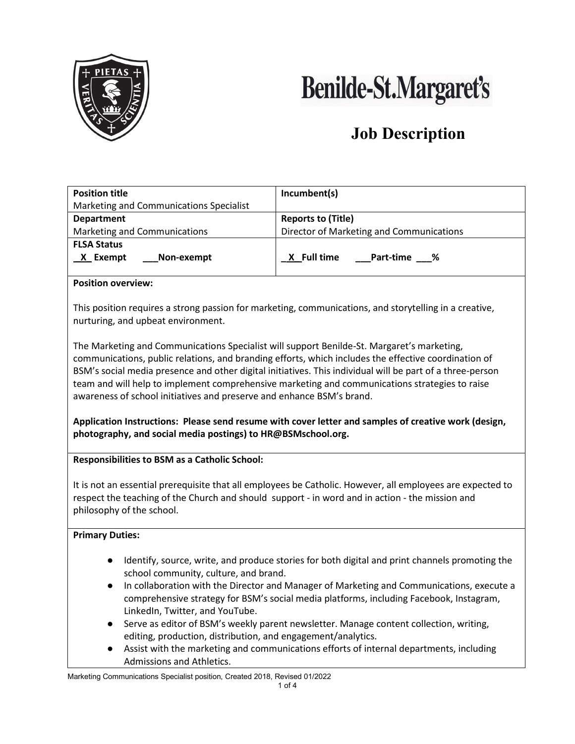# Benilde-St.Margaret's

## Job Description

| Position title | Incumbent(s) |
| --- | --- |
| Marketing and Communications Specialist | |
| **Department** | **Reports to (Title)** |
| Marketing and Communications | Director of Marketing and Communications |
| **FLSA Status** | |
| **_X_ Exempt ___Non-exempt** | **_X_Full time ___Part-time ___%** |

**Position overview:**

This position requires a strong passion for marketing, communications, and storytelling in a creative, nurturing, and upbeat environment.

The Marketing and Communications Specialist will support Benilde-St. Margaret's marketing, communications, public relations, and branding efforts, which includes the effective coordination of BSM's social media presence and other digital initiatives. This individual will be part of a three-person team and will help to implement comprehensive marketing and communications strategies to raise awareness of school initiatives and preserve and enhance BSM's brand.

**Application Instructions: Please send resume with cover letter and samples of creative work (design, photography, and social media postings) to HR@BSMschool.org.**

**Responsibilities to BSM as a Catholic School:**

It is not an essential prerequisite that all employees be Catholic. However, all employees are expected to respect the teaching of the Church and should support - in word and in action - the mission and philosophy of the school.

**Primary Duties:**

- Identify, source, write, and produce stories for both digital and print channels promoting the school community, culture, and brand.
- In collaboration with the Director and Manager of Marketing and Communications, execute a comprehensive strategy for BSM's social media platforms, including Facebook, Instagram, LinkedIn, Twitter, and YouTube.
- Serve as editor of BSM's weekly parent newsletter. Manage content collection, writing, editing, production, distribution, and engagement/analytics.
- Assist with the marketing and communications efforts of internal departments, including Admissions and Athletics.

Marketing Communications Specialist position, Created 2018, Revised 01/2022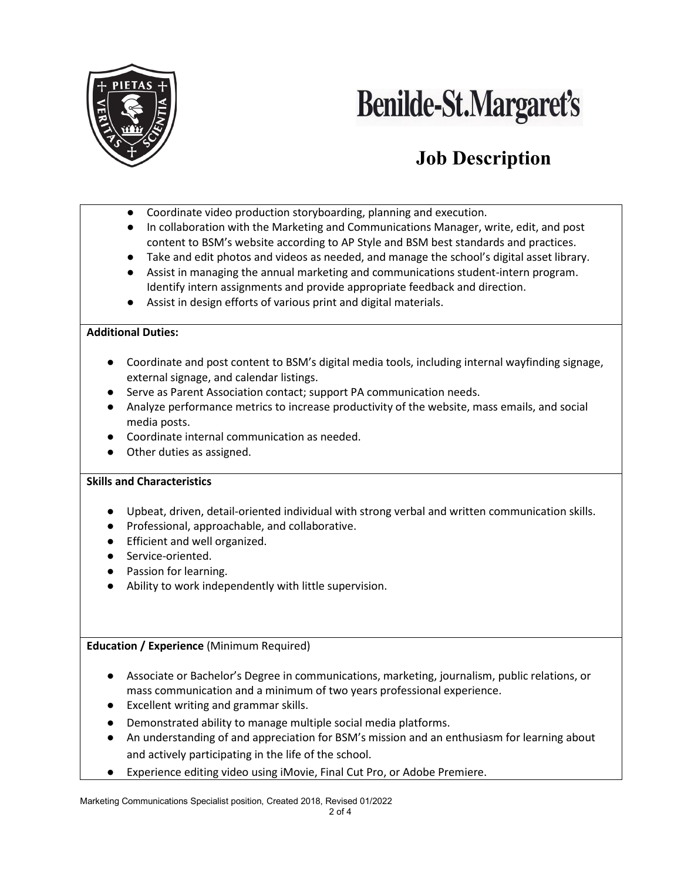- Coordinate video production storyboarding, planning and execution.
- In collaboration with the Marketing and Communications Manager, write, edit, and post content to BSM's website according to AP Style and BSM best standards and practices.
- Take and edit photos and videos as needed, and manage the school's digital asset library.
- Assist in managing the annual marketing and communications student-intern program. Identify intern assignments and provide appropriate feedback and direction.
- Assist in design efforts of various print and digital materials.

**Additional Duties:**

- Coordinate and post content to BSM's digital media tools, including internal wayfinding signage, external signage, and calendar listings.
- Serve as Parent Association contact; support PA communication needs.
- Analyze performance metrics to increase productivity of the website, mass emails, and social media posts.
- Coordinate internal communication as needed.
- Other duties as assigned.

**Skills and Characteristics**

- Upbeat, driven, detail-oriented individual with strong verbal and written communication skills.
- Professional, approachable, and collaborative.
- Efficient and well organized.
- Service-oriented.
- Passion for learning.
- Ability to work independently with little supervision.

**Education / Experience** (Minimum Required)

- Associate or Bachelor's Degree in communications, marketing, journalism, public relations, or mass communication and a minimum of two years professional experience.
- Excellent writing and grammar skills.
- Demonstrated ability to manage multiple social media platforms.
- An understanding of and appreciation for BSM's mission and an enthusiasm for learning about and actively participating in the life of the school.
- Experience editing video using iMovie, Final Cut Pro, or Adobe Premiere.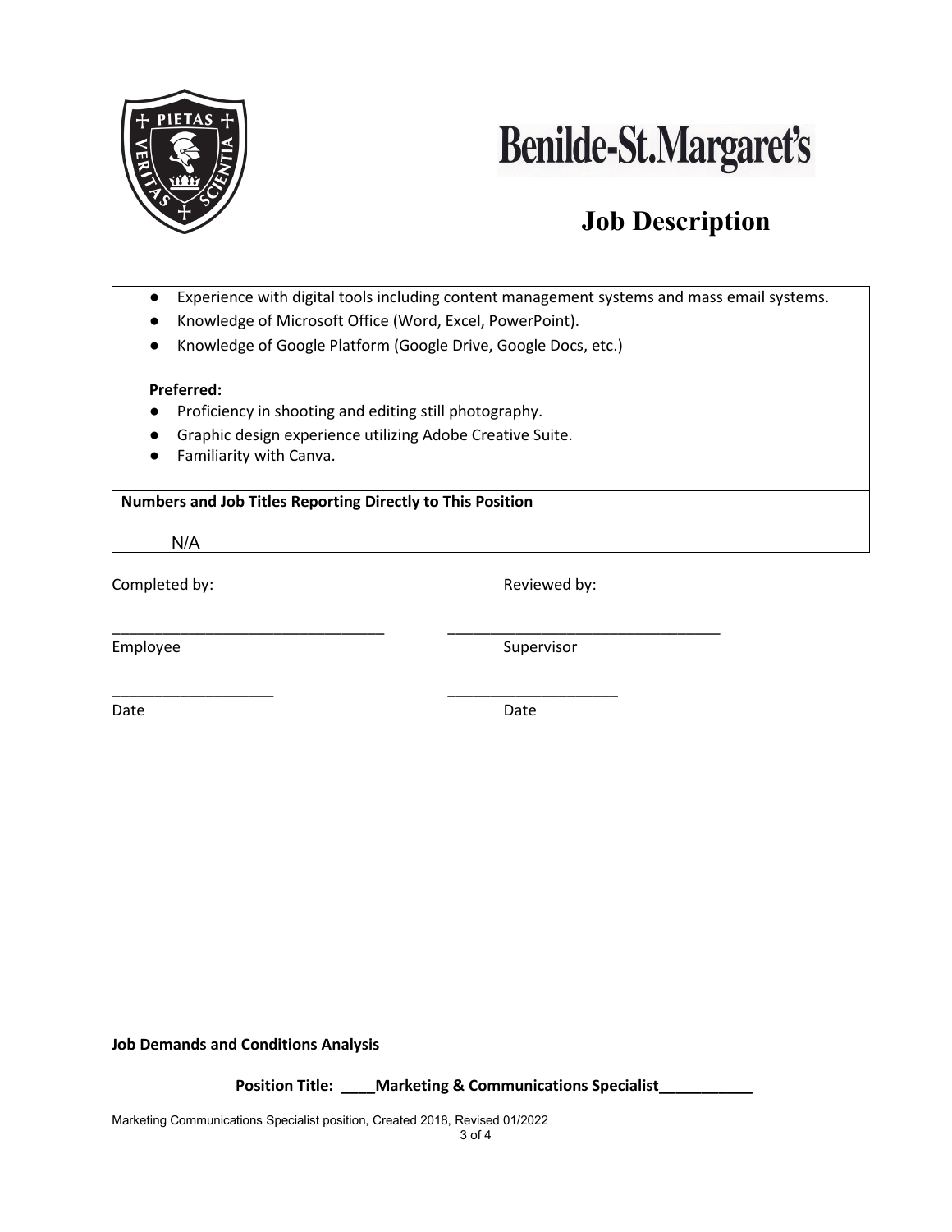# Benilde-St.Margaret's

## Job Description

- Experience with digital tools including content management systems and mass email systems.
- Knowledge of Microsoft Office (Word, Excel, PowerPoint).
- Knowledge of Google Platform (Google Drive, Google Docs, etc.)

**Preferred:**

- Proficiency in shooting and editing still photography.
- Graphic design experience utilizing Adobe Creative Suite.
- Familiarity with Canva.

**Numbers and Job Titles Reporting Directly to This Position**

N/A

Completed by: Reviewed by:

_________________________________ _________________________________

Employee Supervisor

____________________ _____________________

Date Date

**Job Demands and Conditions Analysis**

**Position Title: ____Marketing & Communications Specialist___________**

Marketing Communications Specialist position, Created 2018, Revised 01/2022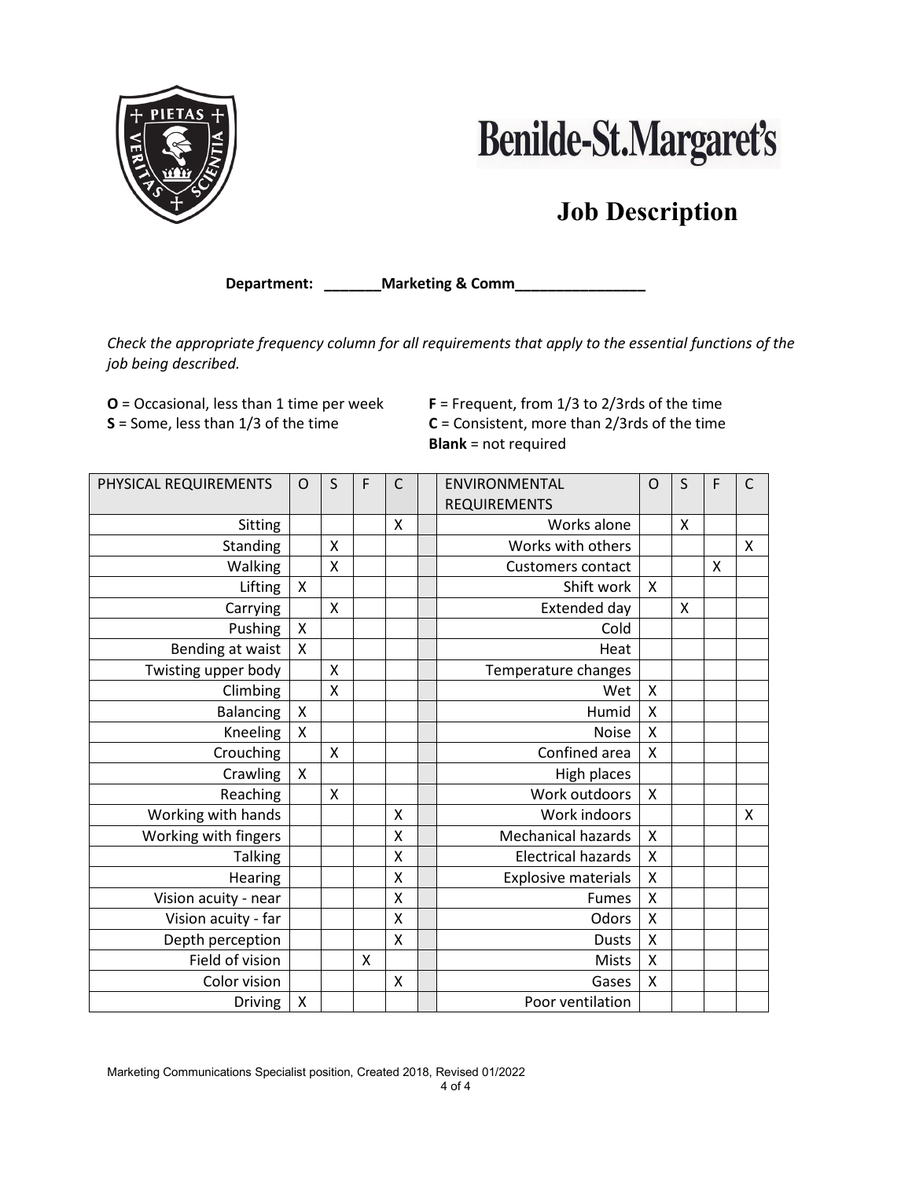# Benilde-St.Margaret's

## Job Description

**Department: \_\_\_\_\_\_\_Marketing & Comm\_\_\_\_\_\_\_\_\_\_\_\_\_\_\_\_**

*Check the appropriate frequency column for all requirements that apply to the essential functions of the job being described.*

**O** = Occasional, less than 1 time per week
**S** = Some, less than 1/3 of the time
**F** = Frequent, from 1/3 to 2/3rds of the time
**C** = Consistent, more than 2/3rds of the time
**Blank** = not required

| PHYSICAL REQUIREMENTS | O | S | F | C | | ENVIRONMENTAL REQUIREMENTS | O | S | F | C |
|---|---|---|---|---|---|---|---|---|---|---|
| Sitting | | | | X | | Works alone | | X | | |
| Standing | | X | | | | Works with others | | | | X |
| Walking | | X | | | | Customers contact | | | X | |
| Lifting | X | | | | | Shift work | X | | | |
| Carrying | | X | | | | Extended day | | X | | |
| Pushing | X | | | | | Cold | | | | |
| Bending at waist | X | | | | | Heat | | | | |
| Twisting upper body | | X | | | | Temperature changes | | | | |
| Climbing | | X | | | | Wet | X | | | |
| Balancing | X | | | | | Humid | X | | | |
| Kneeling | X | | | | | Noise | X | | | |
| Crouching | | X | | | | Confined area | X | | | |
| Crawling | X | | | | | High places | | | | |
| Reaching | | X | | | | Work outdoors | X | | | |
| Working with hands | | | | X | | Work indoors | | | | X |
| Working with fingers | | | | X | | Mechanical hazards | X | | | |
| Talking | | | | X | | Electrical hazards | X | | | |
| Hearing | | | | X | | Explosive materials | X | | | |
| Vision acuity - near | | | | X | | Fumes | X | | | |
| Vision acuity - far | | | | X | | Odors | X | | | |
| Depth perception | | | | X | | Dusts | X | | | |
| Field of vision | | | X | | | Mists | X | | | |
| Color vision | | | | X | | Gases | X | | | |
| Driving | X | | | | | Poor ventilation | | | | |

Marketing Communications Specialist position, Created 2018, Revised 01/2022